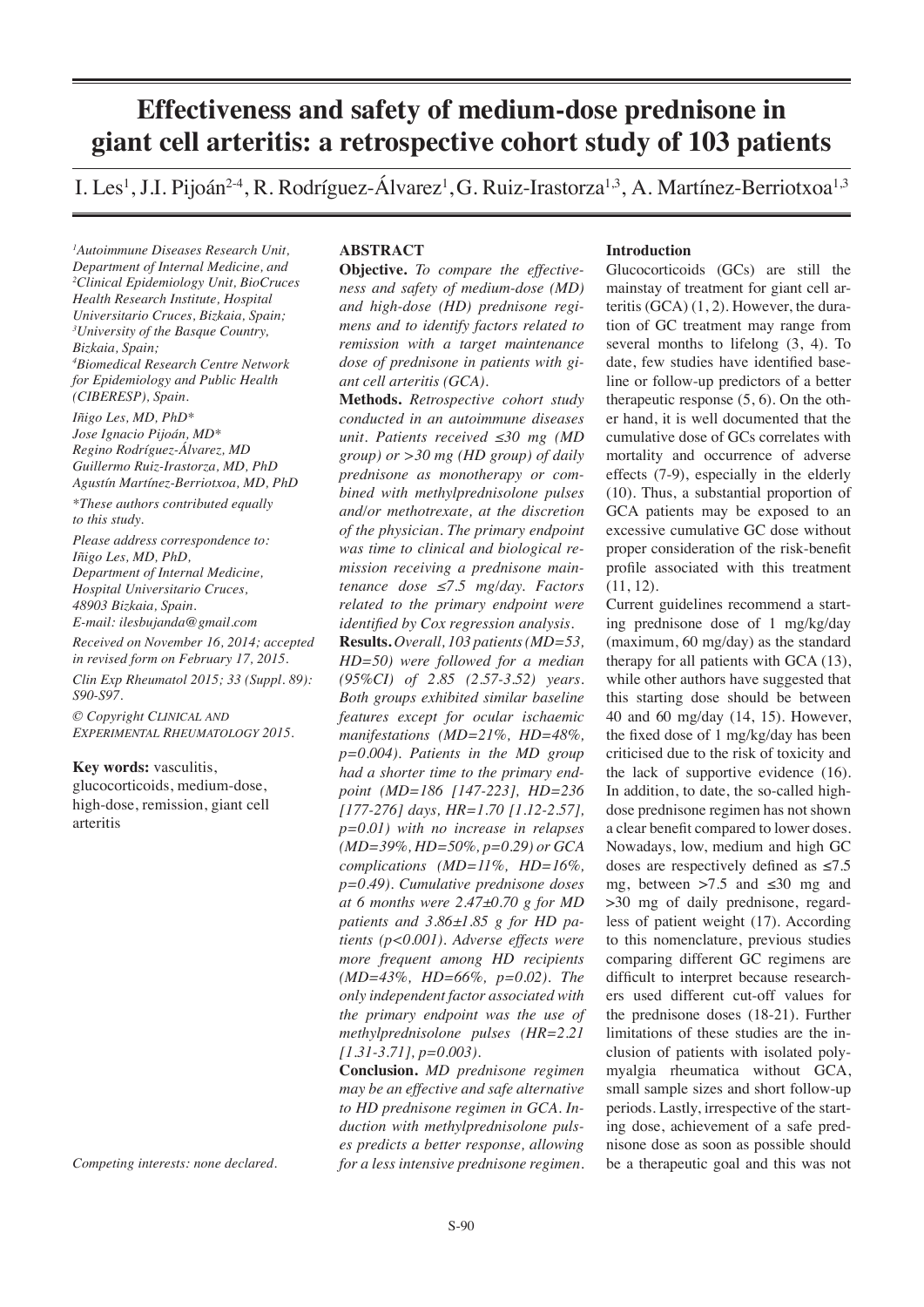# Effectiveness and safety of medium-dose prednisone in giant cell arteritis: a retrospective cohort study of 103 patients

I. Les[1], J.I. Pijoán[2-4], R. Rodríguez-Álvarez[1], G. Ruiz-Irastorza[1,3], A. Martínez-Berriotxoa[1,3]

*[1]Autoimmune Diseases Research Unit, Department of Internal Medicine, and [2]Clinical Epidemiology Unit, BioCruces Health Research Institute, Hospital Universitario Cruces, Bizkaia, Spain; [3]University of the Basque Country, Bizkaia, Spain; [4]Biomedical Research Centre Network for Epidemiology and Public Health (CIBERESP), Spain.*

*Iñigo Les, MD, PhD\**
*Jose Ignacio Pijoán, MD\**
*Regino Rodríguez-Álvarez, MD*
*Guillermo Ruiz-Irastorza, MD, PhD*
*Agustín Martínez-Berriotxoa, MD, PhD*

*\*These authors contributed equally to this study.*

*Please address correspondence to: Iñigo Les, MD, PhD, Department of Internal Medicine, Hospital Universitario Cruces, 48903 Bizkaia, Spain. E-mail: ilesbujanda@gmail.com*

*Received on November 16, 2014; accepted in revised form on February 17, 2015.*

*Clin Exp Rheumatol 2015; 33 (Suppl. 89): S90-S97.*

*© Copyright Clinical and Experimental Rheumatology 2015.*

**Key words:** vasculitis, glucocorticoids, medium-dose, high-dose, remission, giant cell arteritis

*Competing interests: none declared.*

## ABSTRACT

**Objective.** *To compare the effectiveness and safety of medium-dose (MD) and high-dose (HD) prednisone regimens and to identify factors related to remission with a target maintenance dose of prednisone in patients with giant cell arteritis (GCA).*

**Methods.** *Retrospective cohort study conducted in an autoimmune diseases unit. Patients received ≤30 mg (MD group) or >30 mg (HD group) of daily prednisone as monotherapy or combined with methylprednisolone pulses and/or methotrexate, at the discretion of the physician. The primary endpoint was time to clinical and biological remission receiving a prednisone maintenance dose ≤7.5 mg/day. Factors related to the primary endpoint were identified by Cox regression analysis.*

**Results.** *Overall, 103 patients (MD=53, HD=50) were followed for a median (95%CI) of 2.85 (2.57-3.52) years. Both groups exhibited similar baseline features except for ocular ischaemic manifestations (MD=21%, HD=48%, p=0.004). Patients in the MD group had a shorter time to the primary endpoint (MD=186 [147-223], HD=236 [177-276] days, HR=1.70 [1.12-2.57], p=0.01) with no increase in relapses (MD=39%, HD=50%, p=0.29) or GCA complications (MD=11%, HD=16%, p=0.49). Cumulative prednisone doses at 6 months were 2.47±0.70 g for MD patients and 3.86±1.85 g for HD patients (p<0.001). Adverse effects were more frequent among HD recipients (MD=43%, HD=66%, p=0.02). The only independent factor associated with the primary endpoint was the use of methylprednisolone pulses (HR=2.21 [1.31-3.71], p=0.003).*

**Conclusion.** *MD prednisone regimen may be an effective and safe alternative to HD prednisone regimen in GCA. Induction with methylprednisolone pulses predicts a better response, allowing for a less intensive prednisone regimen.*

## Introduction

Glucocorticoids (GCs) are still the mainstay of treatment for giant cell arteritis (GCA) (1, 2). However, the duration of GC treatment may range from several months to lifelong (3, 4). To date, few studies have identified baseline or follow-up predictors of a better therapeutic response (5, 6). On the other hand, it is well documented that the cumulative dose of GCs correlates with mortality and occurrence of adverse effects (7-9), especially in the elderly (10). Thus, a substantial proportion of GCA patients may be exposed to an excessive cumulative GC dose without proper consideration of the risk-benefit profile associated with this treatment (11, 12).

Current guidelines recommend a starting prednisone dose of 1 mg/kg/day (maximum, 60 mg/day) as the standard therapy for all patients with GCA (13), while other authors have suggested that this starting dose should be between 40 and 60 mg/day (14, 15). However, the fixed dose of 1 mg/kg/day has been criticised due to the risk of toxicity and the lack of supportive evidence (16). In addition, to date, the so-called high-dose prednisone regimen has not shown a clear benefit compared to lower doses. Nowadays, low, medium and high GC doses are respectively defined as ≤7.5 mg, between >7.5 and ≤30 mg and >30 mg of daily prednisone, regardless of patient weight (17). According to this nomenclature, previous studies comparing different GC regimens are difficult to interpret because researchers used different cut-off values for the prednisone doses (18-21). Further limitations of these studies are the inclusion of patients with isolated polymyalgia rheumatica without GCA, small sample sizes and short follow-up periods. Lastly, irrespective of the starting dose, achievement of a safe prednisone dose as soon as possible should be a therapeutic goal and this was not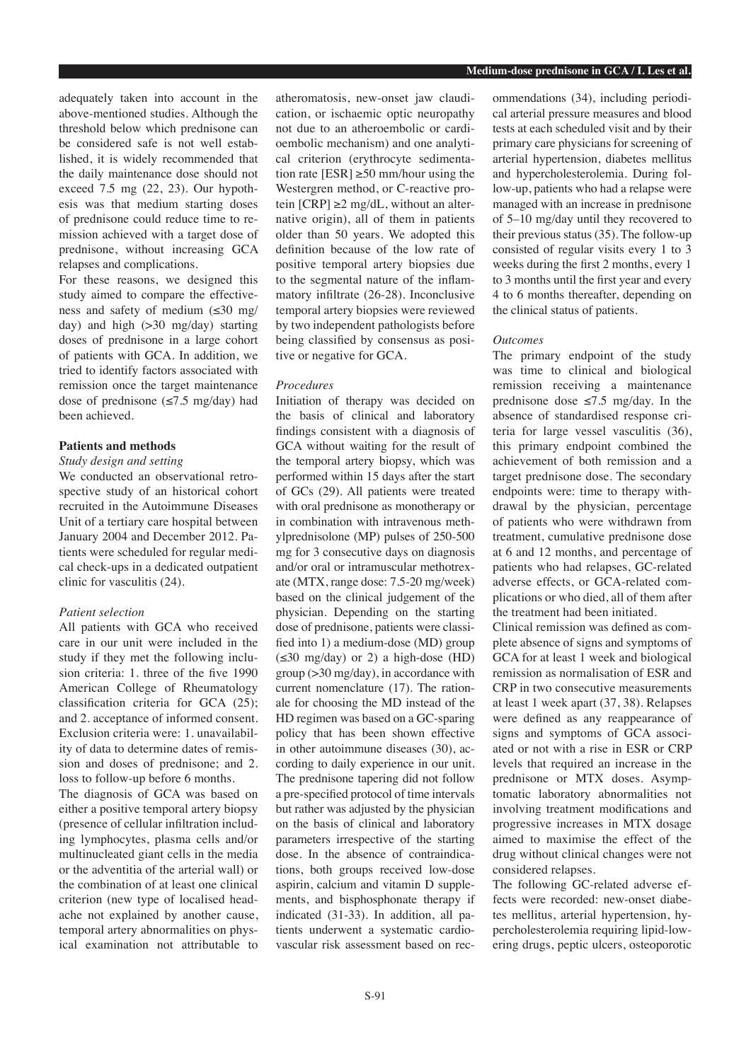adequately taken into account in the above-mentioned studies. Although the threshold below which prednisone can be considered safe is not well established, it is widely recommended that the daily maintenance dose should not exceed 7.5 mg (22, 23). Our hypothesis was that medium starting doses of prednisone could reduce time to remission achieved with a target dose of prednisone, without increasing GCA relapses and complications.

For these reasons, we designed this study aimed to compare the effectiveness and safety of medium (≤30 mg/day) and high (>30 mg/day) starting doses of prednisone in a large cohort of patients with GCA. In addition, we tried to identify factors associated with remission once the target maintenance dose of prednisone (≤7.5 mg/day) had been achieved.

## Patients and methods

### *Study design and setting*

We conducted an observational retrospective study of an historical cohort recruited in the Autoimmune Diseases Unit of a tertiary care hospital between January 2004 and December 2012. Patients were scheduled for regular medical check-ups in a dedicated outpatient clinic for vasculitis (24).

### *Patient selection*

All patients with GCA who received care in our unit were included in the study if they met the following inclusion criteria: 1. three of the five 1990 American College of Rheumatology classification criteria for GCA (25); and 2. acceptance of informed consent. Exclusion criteria were: 1. unavailability of data to determine dates of remission and doses of prednisone; and 2. loss to follow-up before 6 months.

The diagnosis of GCA was based on either a positive temporal artery biopsy (presence of cellular infiltration including lymphocytes, plasma cells and/or multinucleated giant cells in the media or the adventitia of the arterial wall) or the combination of at least one clinical criterion (new type of localised headache not explained by another cause, temporal artery abnormalities on physical examination not attributable to atheromatosis, new-onset jaw claudication, or ischaemic optic neuropathy not due to an atheroembolic or cardioembolic mechanism) and one analytical criterion (erythrocyte sedimentation rate [ESR] ≥50 mm/hour using the Westergren method, or C-reactive protein [CRP] ≥2 mg/dL, without an alternative origin), all of them in patients older than 50 years. We adopted this definition because of the low rate of positive temporal artery biopsies due to the segmental nature of the inflammatory infiltrate (26-28). Inconclusive temporal artery biopsies were reviewed by two independent pathologists before being classified by consensus as positive or negative for GCA.

### *Procedures*

Initiation of therapy was decided on the basis of clinical and laboratory findings consistent with a diagnosis of GCA without waiting for the result of the temporal artery biopsy, which was performed within 15 days after the start of GCs (29). All patients were treated with oral prednisone as monotherapy or in combination with intravenous methylprednisolone (MP) pulses of 250-500 mg for 3 consecutive days on diagnosis and/or oral or intramuscular methotrexate (MTX, range dose: 7.5-20 mg/week) based on the clinical judgement of the physician. Depending on the starting dose of prednisone, patients were classified into 1) a medium-dose (MD) group (≤30 mg/day) or 2) a high-dose (HD) group (>30 mg/day), in accordance with current nomenclature (17). The rationale for choosing the MD instead of the HD regimen was based on a GC-sparing policy that has been shown effective in other autoimmune diseases (30), according to daily experience in our unit. The prednisone tapering did not follow a pre-specified protocol of time intervals but rather was adjusted by the physician on the basis of clinical and laboratory parameters irrespective of the starting dose. In the absence of contraindications, both groups received low-dose aspirin, calcium and vitamin D supplements, and bisphosphonate therapy if indicated (31-33). In addition, all patients underwent a systematic cardiovascular risk assessment based on recommendations (34), including periodical arterial pressure measures and blood tests at each scheduled visit and by their primary care physicians for screening of arterial hypertension, diabetes mellitus and hypercholesterolemia. During follow-up, patients who had a relapse were managed with an increase in prednisone of 5–10 mg/day until they recovered to their previous status (35). The follow-up consisted of regular visits every 1 to 3 weeks during the first 2 months, every 1 to 3 months until the first year and every 4 to 6 months thereafter, depending on the clinical status of patients.

### *Outcomes*

The primary endpoint of the study was time to clinical and biological remission receiving a maintenance prednisone dose ≤7.5 mg/day. In the absence of standardised response criteria for large vessel vasculitis (36), this primary endpoint combined the achievement of both remission and a target prednisone dose. The secondary endpoints were: time to therapy withdrawal by the physician, percentage of patients who were withdrawn from treatment, cumulative prednisone dose at 6 and 12 months, and percentage of patients who had relapses, GC-related adverse effects, or GCA-related complications or who died, all of them after the treatment had been initiated.

Clinical remission was defined as complete absence of signs and symptoms of GCA for at least 1 week and biological remission as normalisation of ESR and CRP in two consecutive measurements at least 1 week apart (37, 38). Relapses were defined as any reappearance of signs and symptoms of GCA associated or not with a rise in ESR or CRP levels that required an increase in the prednisone or MTX doses. Asymptomatic laboratory abnormalities not involving treatment modifications and progressive increases in MTX dosage aimed to maximise the effect of the drug without clinical changes were not considered relapses.

The following GC-related adverse effects were recorded: new-onset diabetes mellitus, arterial hypertension, hypercholesterolemia requiring lipid-lowering drugs, peptic ulcers, osteoporotic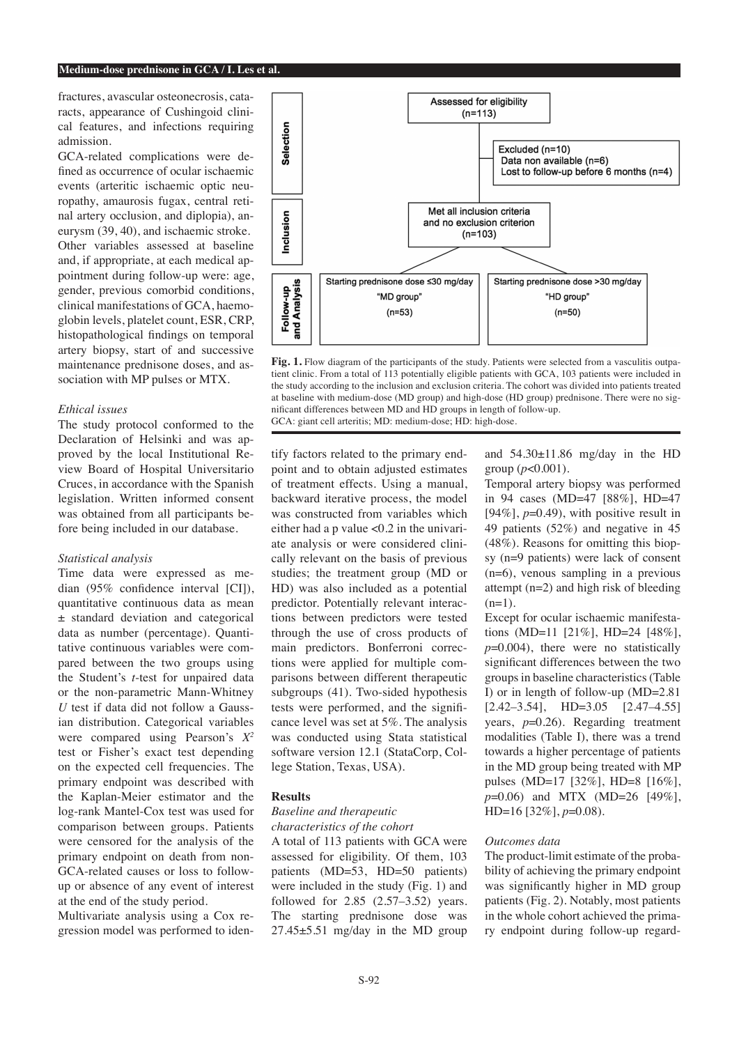fractures, avascular osteonecrosis, cataracts, appearance of Cushingoid clinical features, and infections requiring admission.

GCA-related complications were defined as occurrence of ocular ischaemic events (arteritic ischaemic optic neuropathy, amaurosis fugax, central retinal artery occlusion, and diplopia), aneurysm (39, 40), and ischaemic stroke.

Other variables assessed at baseline and, if appropriate, at each medical appointment during follow-up were: age, gender, previous comorbid conditions, clinical manifestations of GCA, haemoglobin levels, platelet count, ESR, CRP, histopathological findings on temporal artery biopsy, start of and successive maintenance prednisone doses, and association with MP pulses or MTX.

*Ethical issues*

The study protocol conformed to the Declaration of Helsinki and was approved by the local Institutional Review Board of Hospital Universitario Cruces, in accordance with the Spanish legislation. Written informed consent was obtained from all participants before being included in our database.

*Statistical analysis*

Time data were expressed as median (95% confidence interval [CI]), quantitative continuous data as mean ± standard deviation and categorical data as number (percentage). Quantitative continuous variables were compared between the two groups using the Student's *t*-test for unpaired data or the non-parametric Mann-Whitney *U* test if data did not follow a Gaussian distribution. Categorical variables were compared using Pearson's $X^2$ test or Fisher's exact test depending on the expected cell frequencies. The primary endpoint was described with the Kaplan-Meier estimator and the log-rank Mantel-Cox test was used for comparison between groups. Patients were censored for the analysis of the primary endpoint on death from non-GCA-related causes or loss to follow-up or absence of any event of interest at the end of the study period.

Multivariate analysis using a Cox regression model was performed to identify factors related to the primary endpoint and to obtain adjusted estimates of treatment effects. Using a manual, backward iterative process, the model was constructed from variables which either had a p value <0.2 in the univariate analysis or were considered clinically relevant on the basis of previous studies; the treatment group (MD or HD) was also included as a potential predictor. Potentially relevant interactions between predictors were tested through the use of cross products of main predictors. Bonferroni corrections were applied for multiple comparisons between different therapeutic subgroups (41). Two-sided hypothesis tests were performed, and the significance level was set at 5%. The analysis was conducted using Stata statistical software version 12.1 (StataCorp, College Station, Texas, USA).

Selection
Assessed for eligibility (n=113)
Excluded (n=10)
Data non available (n=6)
Lost to follow-up before 6 months (n=4)
Inclusion
Met all inclusion criteria and no exclusion criterion (n=103)
Follow-up and Analysis
Starting prednisone dose ≤30 mg/day "MD group" (n=53)
Starting prednisone dose >30 mg/day "HD group" (n=50)

**Fig. 1.** Flow diagram of the participants of the study. Patients were selected from a vasculitis outpatient clinic. From a total of 113 potentially eligible patients with GCA, 103 patients were included in the study according to the inclusion and exclusion criteria. The cohort was divided into patients treated at baseline with medium-dose (MD group) and high-dose (HD group) prednisone. There were no significant differences between MD and HD groups in length of follow-up.
GCA: giant cell arteritis; MD: medium-dose; HD: high-dose.

## Results

*Baseline and therapeutic characteristics of the cohort*

A total of 113 patients with GCA were assessed for eligibility. Of them, 103 patients (MD=53, HD=50 patients) were included in the study (Fig. 1) and followed for 2.85 (2.57–3.52) years. The starting prednisone dose was 27.45±5.51 mg/day in the MD group and 54.30±11.86 mg/day in the HD group ($p$<0.001).

Temporal artery biopsy was performed in 94 cases (MD=47 [88%], HD=47 [94%], $p$=0.49), with positive result in 49 patients (52%) and negative in 45 (48%). Reasons for omitting this biopsy (n=9 patients) were lack of consent (n=6), venous sampling in a previous attempt (n=2) and high risk of bleeding (n=1).

Except for ocular ischaemic manifestations (MD=11 [21%], HD=24 [48%], $p$=0.004), there were no statistically significant differences between the two groups in baseline characteristics (Table I) or in length of follow-up (MD=2.81 [2.42–3.54], HD=3.05 [2.47–4.55] years, $p$=0.26). Regarding treatment modalities (Table I), there was a trend towards a higher percentage of patients in the MD group being treated with MP pulses (MD=17 [32%], HD=8 [16%], $p$=0.06) and MTX (MD=26 [49%], HD=16 [32%], $p$=0.08).

*Outcomes data*

The product-limit estimate of the probability of achieving the primary endpoint was significantly higher in MD group patients (Fig. 2). Notably, most patients in the whole cohort achieved the primary endpoint during follow-up regard-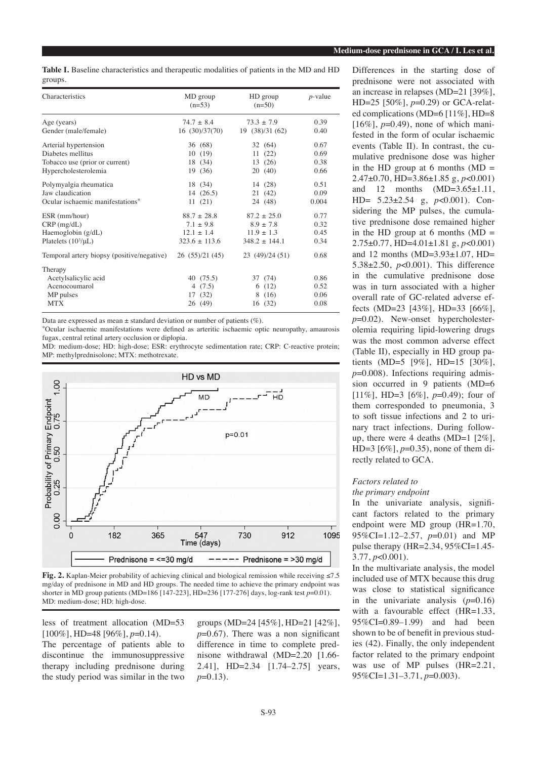**Table I.** Baseline characteristics and therapeutic modalities of patients in the MD and HD groups.

| Characteristics | MD group (n=53) | HD group (n=50) | *p*-value |
|---|---|---|---|
| Age (years) | 74.7 ± 8.4 | 73.3 ± 7.9 | 0.39 |
| Gender (male/female) | 16 (30)/37(70) | 19 (38)/31 (62) | 0.40 |
| Arterial hypertension | 36 (68) | 32 (64) | 0.67 |
| Diabetes mellitus | 10 (19) | 11 (22) | 0.69 |
| Tobacco use (prior or current) | 18 (34) | 13 (26) | 0.38 |
| Hypercholesterolemia | 19 (36) | 20 (40) | 0.66 |
| Polymyalgia rheumatica | 18 (34) | 14 (28) | 0.51 |
| Jaw claudication | 14 (26.5) | 21 (42) | 0.09 |
| Ocular ischaemic manifestations* | 11 (21) | 24 (48) | 0.004 |
| ESR (mm/hour) | 88.7 ± 28.8 | 87.2 ± 25.0 | 0.77 |
| CRP (mg/dL) | 7.1 ± 9.8 | 8.9 ± 7.8 | 0.32 |
| Haemoglobin (g/dL) | 12.1 ± 1.4 | 11.9 ± 1.3 | 0.45 |
| Platelets ($10^3$/μL) | 323.6 ± 113.6 | 348.2 ± 144.1 | 0.34 |
| Temporal artery biopsy (positive/negative) | 26 (55)/21 (45) | 23 (49)/24 (51) | 0.68 |
| Therapy | | | |
| Acetylsalicylic acid | 40 (75.5) | 37 (74) | 0.86 |
| Acenocoumarol | 4 (7.5) | 6 (12) | 0.52 |
| MP pulses | 17 (32) | 8 (16) | 0.06 |
| MTX | 26 (49) | 16 (32) | 0.08 |

Data are expressed as mean ± standard deviation or number of patients (%).
*Ocular ischaemic manifestations were defined as arteritic ischaemic optic neuropathy, amaurosis fugax, central retinal artery occlusion or diplopia.
MD: medium-dose; HD: high-dose; ESR: erythrocyte sedimentation rate; CRP: C-reactive protein; MP: methylprednisolone; MTX: methotrexate.

HD vs MD

Probability of Primary Endpoint

0.00 0.25 0.50 0.75 1.00

MD

HD

p=0.01

0 182 365 547 730 912 1095

Time (days)

Prednisone = <=30 mg/d ----- Prednisone = >30 mg/d

**Fig. 2.** Kaplan-Meier probability of achieving clinical and biological remission while receiving ≤7.5 mg/day of prednisone in MD and HD groups. The needed time to achieve the primary endpoint was shorter in MD group patients (MD=186 [147-223], HD=236 [177-276] days, log-rank test *p*=0.01). MD: medium-dose; HD: high-dose.

less of treatment allocation (MD=53 [100%], HD=48 [96%], *p*=0.14).

The percentage of patients able to discontinue the immunosuppressive therapy including prednisone during the study period was similar in the two groups (MD=24 [45%], HD=21 [42%], *p*=0.67). There was a non significant difference in time to complete prednisone withdrawal (MD=2.20 [1.66-2.41], HD=2.34 [1.74–2.75] years, *p*=0.13).

Differences in the starting dose of prednisone were not associated with an increase in relapses (MD=21 [39%], HD=25 [50%], *p*=0.29) or GCA-related complications (MD=6 [11%], HD=8 [16%], *p*=0.49), none of which manifested in the form of ocular ischaemic events (Table II). In contrast, the cumulative prednisone dose was higher in the HD group at 6 months (MD = 2.47±0.70, HD=3.86±1.85 g, *p*<0.001) and 12 months (MD=3.65±1.11, HD= 5.23±2.54 g, *p*<0.001). Considering the MP pulses, the cumulative prednisone dose remained higher in the HD group at 6 months (MD = 2.75±0.77, HD=4.01±1.81 g, *p*<0.001) and 12 months (MD=3.93±1.07, HD= 5.38±2.50, *p*<0.001). This difference in the cumulative prednisone dose was in turn associated with a higher overall rate of GC-related adverse effects (MD=23 [43%], HD=33 [66%], *p*=0.02). New-onset hypercholesterolemia requiring lipid-lowering drugs was the most common adverse effect (Table II), especially in HD group patients (MD=5 [9%], HD=15 [30%], *p*=0.008). Infections requiring admission occurred in 9 patients (MD=6 [11%], HD=3 [6%], *p*=0.49); four of them corresponded to pneumonia, 3 to soft tissue infections and 2 to urinary tract infections. During follow-up, there were 4 deaths (MD=1 [2%], HD=3 [6%], *p*=0.35), none of them directly related to GCA.

### *Factors related to the primary endpoint*

In the univariate analysis, significant factors related to the primary endpoint were MD group (HR=1.70, 95%CI=1.12–2.57, *p*=0.01) and MP pulse therapy (HR=2.34, 95%CI=1.45-3.77, *p*<0.001).

In the multivariate analysis, the model included use of MTX because this drug was close to statistical significance in the univariate analysis (*p*=0.16) with a favourable effect (HR=1.33, 95%CI=0.89–1.99) and had been shown to be of benefit in previous studies (42). Finally, the only independent factor related to the primary endpoint was use of MP pulses (HR=2.21, 95%CI=1.31–3.71, *p*=0.003).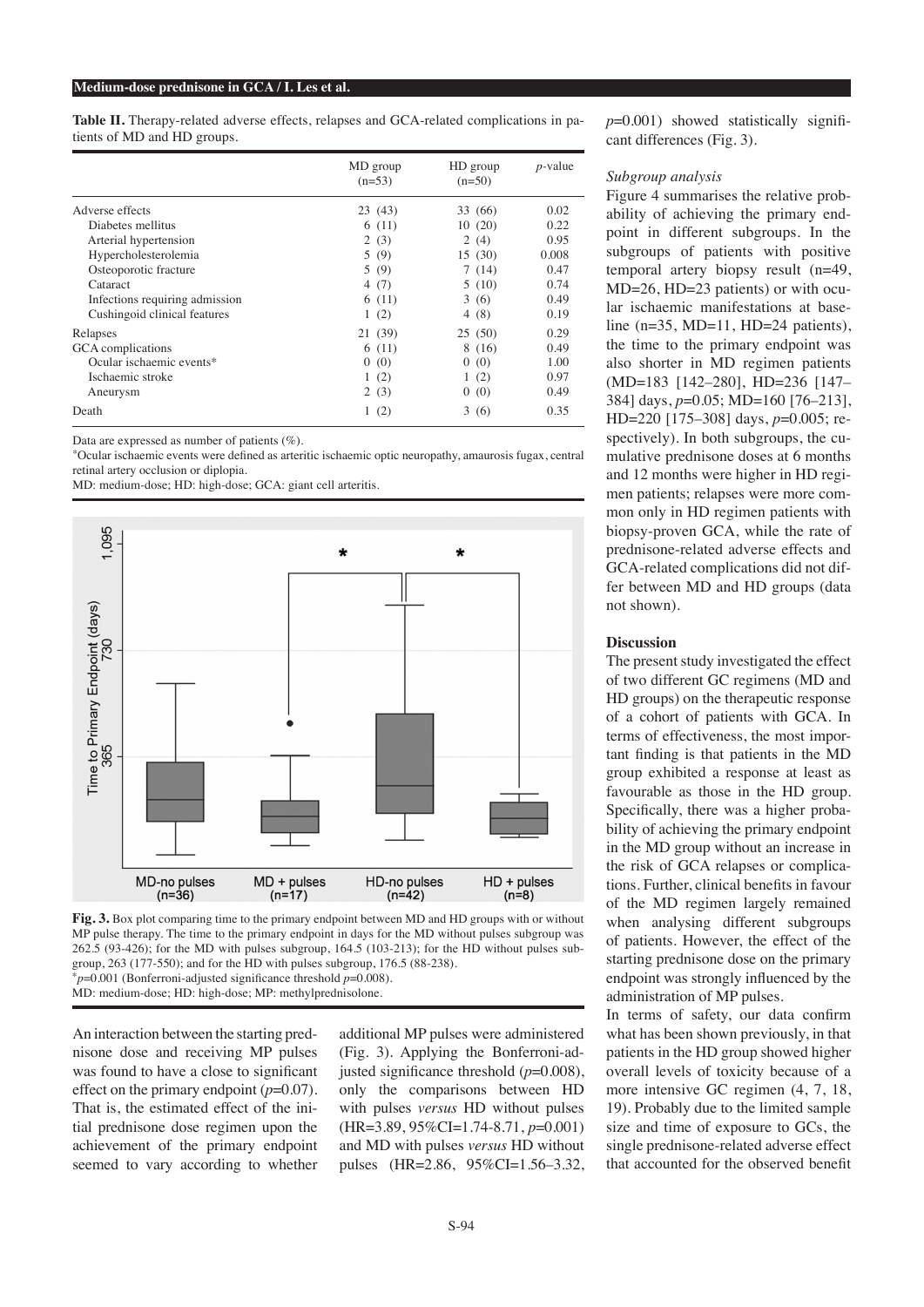**Table II.** Therapy-related adverse effects, relapses and GCA-related complications in patients of MD and HD groups.

| | MD group (n=53) | HD group (n=50) | *p*-value |
|---|---|---|---|
| Adverse effects | 23 (43) | 33 (66) | 0.02 |
| Diabetes mellitus | 6 (11) | 10 (20) | 0.22 |
| Arterial hypertension | 2 (3) | 2 (4) | 0.95 |
| Hypercholesterolemia | 5 (9) | 15 (30) | 0.008 |
| Osteoporotic fracture | 5 (9) | 7 (14) | 0.47 |
| Cataract | 4 (7) | 5 (10) | 0.74 |
| Infections requiring admission | 6 (11) | 3 (6) | 0.49 |
| Cushingoid clinical features | 1 (2) | 4 (8) | 0.19 |
| Relapses | 21 (39) | 25 (50) | 0.29 |
| GCA complications | 6 (11) | 8 (16) | 0.49 |
| Ocular ischaemic events* | 0 (0) | 0 (0) | 1.00 |
| Ischaemic stroke | 1 (2) | 1 (2) | 0.97 |
| Aneurysm | 2 (3) | 0 (0) | 0.49 |
| Death | 1 (2) | 3 (6) | 0.35 |

Data are expressed as number of patients (%).
*Ocular ischaemic events were defined as arteritic ischaemic optic neuropathy, amaurosis fugax, central retinal artery occlusion or diplopia.
MD: medium-dose; HD: high-dose; GCA: giant cell arteritis.

Time to Primary Endpoint (days)
1,095
730
365
MD-no pulses (n=36)
MD + pulses (n=17)
HD-no pulses (n=42)
HD + pulses (n=8)
\*
\*

**Fig. 3.** Box plot comparing time to the primary endpoint between MD and HD groups with or without MP pulse therapy. The time to the primary endpoint in days for the MD without pulses subgroup was 262.5 (93-426); for the MD with pulses subgroup, 164.5 (103-213); for the HD without pulses subgroup, 263 (177-550); and for the HD with pulses subgroup, 176.5 (88-238).
*$p$=0.001 (Bonferroni-adjusted significance threshold $p$=0.008).
MD: medium-dose; HD: high-dose; MP: methylprednisolone.

An interaction between the starting prednisone dose and receiving MP pulses was found to have a close to significant effect on the primary endpoint ($p$=0.07). That is, the estimated effect of the initial prednisone dose regimen upon the achievement of the primary endpoint seemed to vary according to whether additional MP pulses were administered (Fig. 3). Applying the Bonferroni-adjusted significance threshold ($p$=0.008), only the comparisons between HD with pulses *versus* HD without pulses (HR=3.89, 95%CI=1.74-8.71, $p$=0.001) and MD with pulses *versus* HD without pulses (HR=2.86, 95%CI=1.56–3.32, $p$=0.001) showed statistically significant differences (Fig. 3).

### *Subgroup analysis*

Figure 4 summarises the relative probability of achieving the primary endpoint in different subgroups. In the subgroups of patients with positive temporal artery biopsy result (n=49, MD=26, HD=23 patients) or with ocular ischaemic manifestations at baseline (n=35, MD=11, HD=24 patients), the time to the primary endpoint was also shorter in MD regimen patients (MD=183 [142–280], HD=236 [147–384] days, $p$=0.05; MD=160 [76–213], HD=220 [175–308] days, $p$=0.005; respectively). In both subgroups, the cumulative prednisone doses at 6 months and 12 months were higher in HD regimen patients; relapses were more common only in HD regimen patients with biopsy-proven GCA, while the rate of prednisone-related adverse effects and GCA-related complications did not differ between MD and HD groups (data not shown).

## Discussion

The present study investigated the effect of two different GC regimens (MD and HD groups) on the therapeutic response of a cohort of patients with GCA. In terms of effectiveness, the most important finding is that patients in the MD group exhibited a response at least as favourable as those in the HD group. Specifically, there was a higher probability of achieving the primary endpoint in the MD group without an increase in the risk of GCA relapses or complications. Further, clinical benefits in favour of the MD regimen largely remained when analysing different subgroups of patients. However, the effect of the starting prednisone dose on the primary endpoint was strongly influenced by the administration of MP pulses.

In terms of safety, our data confirm what has been shown previously, in that patients in the HD group showed higher overall levels of toxicity because of a more intensive GC regimen (4, 7, 18, 19). Probably due to the limited sample size and time of exposure to GCs, the single prednisone-related adverse effect that accounted for the observed benefit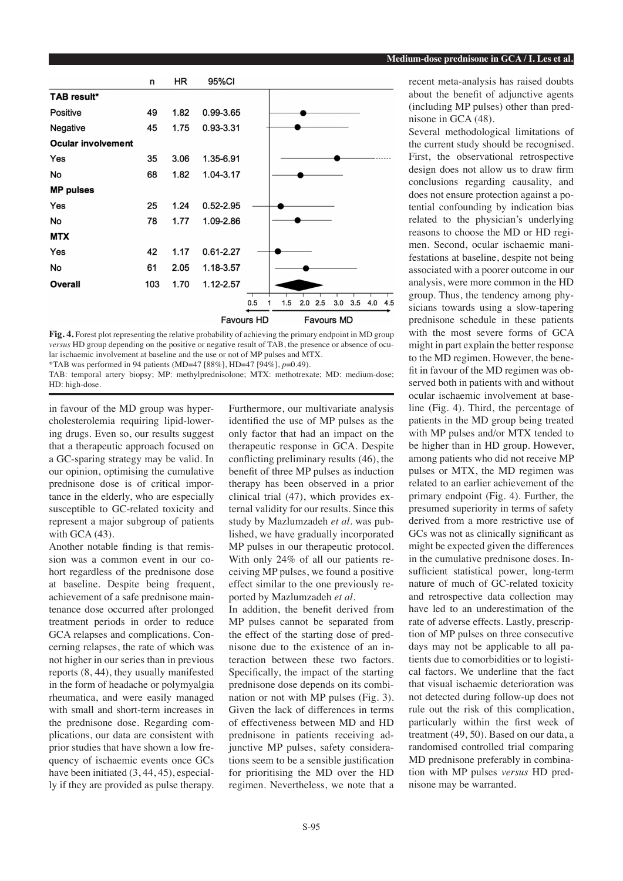n HR 95%CI

TAB result*

Positive 49 1.82 0.99-3.65

Negative 45 1.75 0.93-3.31

Ocular involvement

Yes 35 3.06 1.35-6.91

No 68 1.82 1.04-3.17

MP pulses

Yes 25 1.24 0.52-2.95

No 78 1.77 1.09-2.86

MTX

Yes 42 1.17 0.61-2.27

No 61 2.05 1.18-3.57

Overall 103 1.70 1.12-2.57

0.5 1 1.5 2.0 2.5 3.0 3.5 4.0 4.5

Favours HD Favours MD

**Fig. 4.** Forest plot representing the relative probability of achieving the primary endpoint in MD group *versus* HD group depending on the positive or negative result of TAB, the presence or absence of ocular ischaemic involvement at baseline and the use or not of MP pulses and MTX.

*TAB was performed in 94 patients (MD=47 [88%], HD=47 [94%], $p$=0.49).

TAB: temporal artery biopsy; MP: methylprednisolone; MTX: methotrexate; MD: medium-dose; HD: high-dose.

in favour of the MD group was hypercholesterolemia requiring lipid-lowering drugs. Even so, our results suggest that a therapeutic approach focused on a GC-sparing strategy may be valid. In our opinion, optimising the cumulative prednisone dose is of critical importance in the elderly, who are especially susceptible to GC-related toxicity and represent a major subgroup of patients with GCA (43).

Another notable finding is that remission was a common event in our cohort regardless of the prednisone dose at baseline. Despite being frequent, achievement of a safe prednisone maintenance dose occurred after prolonged treatment periods in order to reduce GCA relapses and complications. Concerning relapses, the rate of which was not higher in our series than in previous reports (8, 44), they usually manifested in the form of headache or polymyalgia rheumatica, and were easily managed with small and short-term increases in the prednisone dose. Regarding complications, our data are consistent with prior studies that have shown a low frequency of ischaemic events once GCs have been initiated (3, 44, 45), especially if they are provided as pulse therapy. Furthermore, our multivariate analysis identified the use of MP pulses as the only factor that had an impact on the therapeutic response in GCA. Despite conflicting preliminary results (46), the benefit of three MP pulses as induction therapy has been observed in a prior clinical trial (47), which provides external validity for our results. Since this study by Mazlumzadeh *et al.* was published, we have gradually incorporated MP pulses in our therapeutic protocol. With only 24% of all our patients receiving MP pulses, we found a positive effect similar to the one previously reported by Mazlumzadeh *et al.*

In addition, the benefit derived from MP pulses cannot be separated from the effect of the starting dose of prednisone due to the existence of an interaction between these two factors. Specifically, the impact of the starting prednisone dose depends on its combination or not with MP pulses (Fig. 3). Given the lack of differences in terms of effectiveness between MD and HD prednisone in patients receiving adjunctive MP pulses, safety considerations seem to be a sensible justification for prioritising the MD over the HD regimen. Nevertheless, we note that a recent meta-analysis has raised doubts about the benefit of adjunctive agents (including MP pulses) other than prednisone in GCA (48).

Several methodological limitations of the current study should be recognised. First, the observational retrospective design does not allow us to draw firm conclusions regarding causality, and does not ensure protection against a potential confounding by indication bias related to the physician's underlying reasons to choose the MD or HD regimen. Second, ocular ischaemic manifestations at baseline, despite not being associated with a poorer outcome in our analysis, were more common in the HD group. Thus, the tendency among physicians towards using a slow-tapering prednisone schedule in these patients with the most severe forms of GCA might in part explain the better response to the MD regimen. However, the benefit in favour of the MD regimen was observed both in patients with and without ocular ischaemic involvement at baseline (Fig. 4). Third, the percentage of patients in the MD group being treated with MP pulses and/or MTX tended to be higher than in HD group. However, among patients who did not receive MP pulses or MTX, the MD regimen was related to an earlier achievement of the primary endpoint (Fig. 4). Further, the presumed superiority in terms of safety derived from a more restrictive use of GCs was not as clinically significant as might be expected given the differences in the cumulative prednisone doses. Insufficient statistical power, long-term nature of much of GC-related toxicity and retrospective data collection may have led to an underestimation of the rate of adverse effects. Lastly, prescription of MP pulses on three consecutive days may not be applicable to all patients due to comorbidities or to logistical factors. We underline that the fact that visual ischaemic deterioration was not detected during follow-up does not rule out the risk of this complication, particularly within the first week of treatment (49, 50). Based on our data, a randomised controlled trial comparing MD prednisone preferably in combination with MP pulses *versus* HD prednisone may be warranted.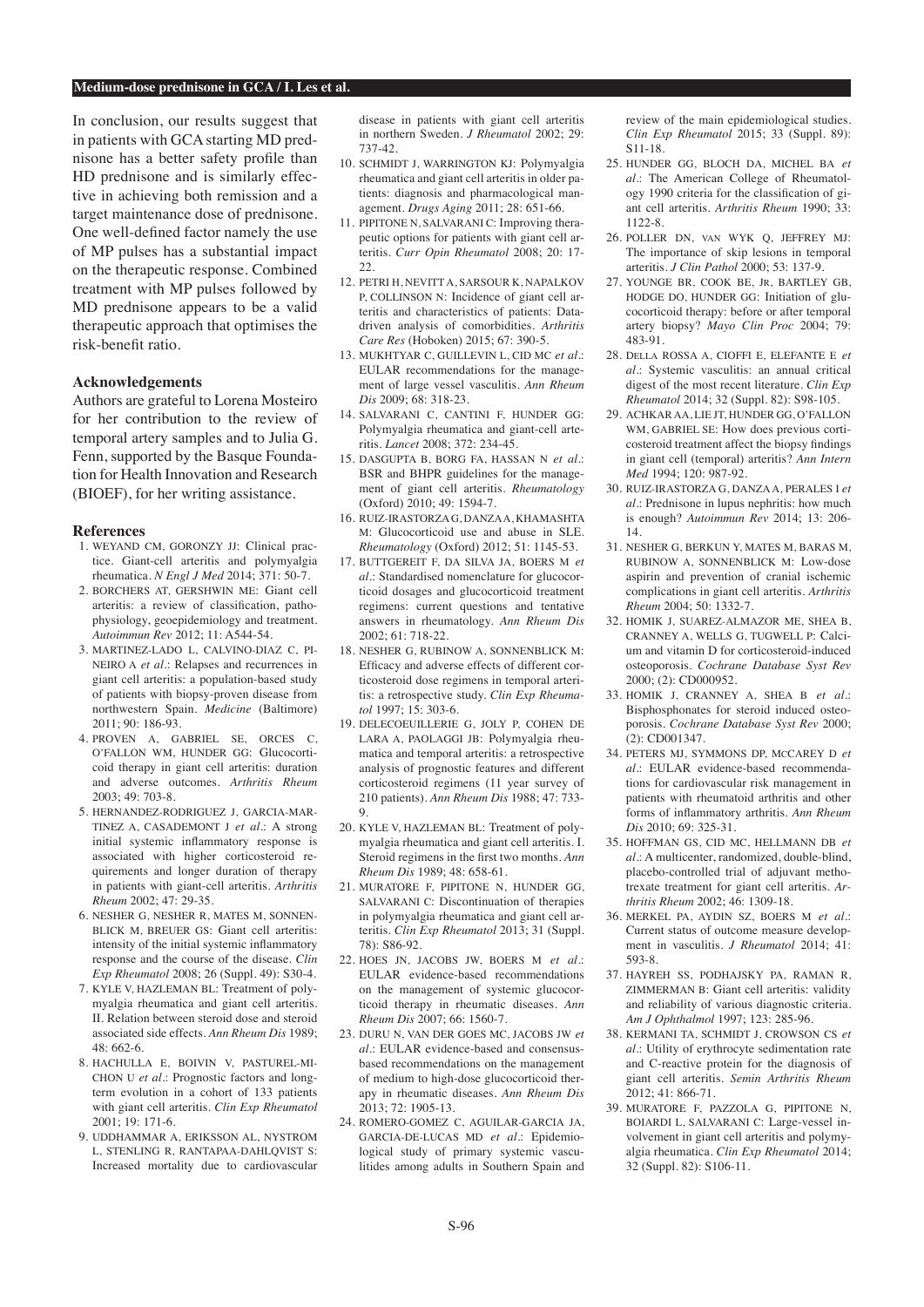In conclusion, our results suggest that in patients with GCA starting MD prednisone has a better safety profile than HD prednisone and is similarly effective in achieving both remission and a target maintenance dose of prednisone. One well-defined factor namely the use of MP pulses has a substantial impact on the therapeutic response. Combined treatment with MP pulses followed by MD prednisone appears to be a valid therapeutic approach that optimises the risk-benefit ratio.

### Acknowledgements

Authors are grateful to Lorena Mosteiro for her contribution to the review of temporal artery samples and to Julia G. Fenn, supported by the Basque Foundation for Health Innovation and Research (BIOEF), for her writing assistance.

### References

1. WEYAND CM, GORONZY JJ: Clinical practice. Giant-cell arteritis and polymyalgia rheumatica. *N Engl J Med* 2014; 371: 50-7.
2. BORCHERS AT, GERSHWIN ME: Giant cell arteritis: a review of classification, pathophysiology, geoepidemiology and treatment. *Autoimmun Rev* 2012; 11: A544-54.
3. MARTINEZ-LADO L, CALVINO-DIAZ C, PINEIRO A *et al.*: Relapses and recurrences in giant cell arteritis: a population-based study of patients with biopsy-proven disease from northwestern Spain. *Medicine* (Baltimore) 2011; 90: 186-93.
4. PROVEN A, GABRIEL SE, ORCES C, O'FALLON WM, HUNDER GG: Glucocorticoid therapy in giant cell arteritis: duration and adverse outcomes. *Arthritis Rheum* 2003; 49: 703-8.
5. HERNANDEZ-RODRIGUEZ J, GARCIA-MARTINEZ A, CASADEMONT J *et al.*: A strong initial systemic inflammatory response is associated with higher corticosteroid requirements and longer duration of therapy in patients with giant-cell arteritis. *Arthritis Rheum* 2002; 47: 29-35.
6. NESHER G, NESHER R, MATES M, SONNENBLICK M, BREUER GS: Giant cell arteritis: intensity of the initial systemic inflammatory response and the course of the disease. *Clin Exp Rheumatol* 2008; 26 (Suppl. 49): S30-4.
7. KYLE V, HAZLEMAN BL: Treatment of polymyalgia rheumatica and giant cell arteritis. II. Relation between steroid dose and steroid associated side effects. *Ann Rheum Dis* 1989; 48: 662-6.
8. HACHULLA E, BOIVIN V, PASTUREL-MICHON U *et al.*: Prognostic factors and long-term evolution in a cohort of 133 patients with giant cell arteritis. *Clin Exp Rheumatol* 2001; 19: 171-6.
9. UDDHAMMAR A, ERIKSSON AL, NYSTROM L, STENLING R, RANTAPAA-DAHLQVIST S: Increased mortality due to cardiovascular disease in patients with giant cell arteritis in northern Sweden. *J Rheumatol* 2002; 29: 737-42.
10. SCHMIDT J, WARRINGTON KJ: Polymyalgia rheumatica and giant cell arteritis in older patients: diagnosis and pharmacological management. *Drugs Aging* 2011; 28: 651-66.
11. PIPITONE N, SALVARANI C: Improving therapeutic options for patients with giant cell arteritis. *Curr Opin Rheumatol* 2008; 20: 17-22.
12. PETRI H, NEVITT A, SARSOUR K, NAPALKOV P, COLLINSON N: Incidence of giant cell arteritis and characteristics of patients: Data-driven analysis of comorbidities. *Arthritis Care Res* (Hoboken) 2015; 67: 390-5.
13. MUKHTYAR C, GUILLEVIN L, CID MC *et al.*: EULAR recommendations for the management of large vessel vasculitis. *Ann Rheum Dis* 2009; 68: 318-23.
14. SALVARANI C, CANTINI F, HUNDER GG: Polymyalgia rheumatica and giant-cell arteritis. *Lancet* 2008; 372: 234-45.
15. DASGUPTA B, BORG FA, HASSAN N *et al.*: BSR and BHPR guidelines for the management of giant cell arteritis. *Rheumatology* (Oxford) 2010; 49: 1594-7.
16. RUIZ-IRASTORZA G, DANZA A, KHAMASHTA M: Glucocorticoid use and abuse in SLE. *Rheumatology* (Oxford) 2012; 51: 1145-53.
17. BUTTGEREIT F, DA SILVA JA, BOERS M *et al.*: Standardised nomenclature for glucocorticoid dosages and glucocorticoid treatment regimens: current questions and tentative answers in rheumatology. *Ann Rheum Dis* 2002; 61: 718-22.
18. NESHER G, RUBINOW A, SONNENBLICK M: Efficacy and adverse effects of different corticosteroid dose regimens in temporal arteritis: a retrospective study. *Clin Exp Rheumatol* 1997; 15: 303-6.
19. DELECOEUILLERIE G, JOLY P, COHEN DE LARA A, PAOLAGGI JB: Polymyalgia rheumatica and temporal arteritis: a retrospective analysis of prognostic features and different corticosteroid regimens (11 year survey of 210 patients). *Ann Rheum Dis* 1988; 47: 733-9.
20. KYLE V, HAZLEMAN BL: Treatment of polymyalgia rheumatica and giant cell arteritis. I. Steroid regimens in the first two months. *Ann Rheum Dis* 1989; 48: 658-61.
21. MURATORE F, PIPITONE N, HUNDER GG, SALVARANI C: Discontinuation of therapies in polymyalgia rheumatica and giant cell arteritis. *Clin Exp Rheumatol* 2013; 31 (Suppl. 78): S86-92.
22. HOES JN, JACOBS JW, BOERS M *et al.*: EULAR evidence-based recommendations on the management of systemic glucocorticoid therapy in rheumatic diseases. *Ann Rheum Dis* 2007; 66: 1560-7.
23. DURU N, VAN DER GOES MC, JACOBS JW *et al.*: EULAR evidence-based and consensus-based recommendations on the management of medium to high-dose glucocorticoid therapy in rheumatic diseases. *Ann Rheum Dis* 2013; 72: 1905-13.
24. ROMERO-GOMEZ C, AGUILAR-GARCIA JA, GARCIA-DE-LUCAS MD *et al.*: Epidemiological study of primary systemic vasculitides among adults in Southern Spain and review of the main epidemiological studies. *Clin Exp Rheumatol* 2015; 33 (Suppl. 89): S11-18.
25. HUNDER GG, BLOCH DA, MICHEL BA *et al.*: The American College of Rheumatology 1990 criteria for the classification of giant cell arteritis. *Arthritis Rheum* 1990; 33: 1122-8.
26. POLLER DN, VAN WYK Q, JEFFREY MJ: The importance of skip lesions in temporal arteritis. *J Clin Pathol* 2000; 53: 137-9.
27. YOUNGE BR, COOK BE, JR, BARTLEY GB, HODGE DO, HUNDER GG: Initiation of glucocorticoid therapy: before or after temporal artery biopsy? *Mayo Clin Proc* 2004; 79: 483-91.
28. DELLA ROSSA A, CIOFFI E, ELEFANTE E *et al.*: Systemic vasculitis: an annual critical digest of the most recent literature. *Clin Exp Rheumatol* 2014; 32 (Suppl. 82): S98-105.
29. ACHKAR AA, LIE JT, HUNDER GG, O'FALLON WM, GABRIEL SE: How does previous corticosteroid treatment affect the biopsy findings in giant cell (temporal) arteritis? *Ann Intern Med* 1994; 120: 987-92.
30. RUIZ-IRASTORZA G, DANZA A, PERALES I *et al.*: Prednisone in lupus nephritis: how much is enough? *Autoimmun Rev* 2014; 13: 206-14.
31. NESHER G, BERKUN Y, MATES M, BARAS M, RUBINOW A, SONNENBLICK M: Low-dose aspirin and prevention of cranial ischemic complications in giant cell arteritis. *Arthritis Rheum* 2004; 50: 1332-7.
32. HOMIK J, SUAREZ-ALMAZOR ME, SHEA B, CRANNEY A, WELLS G, TUGWELL P: Calcium and vitamin D for corticosteroid-induced osteoporosis. *Cochrane Database Syst Rev* 2000; (2): CD000952.
33. HOMIK J, CRANNEY A, SHEA B *et al.*: Bisphosphonates for steroid induced osteoporosis. *Cochrane Database Syst Rev* 2000; (2): CD001347.
34. PETERS MJ, SYMMONS DP, MCCAREY D *et al.*: EULAR evidence-based recommendations for cardiovascular risk management in patients with rheumatoid arthritis and other forms of inflammatory arthritis. *Ann Rheum Dis* 2010; 69: 325-31.
35. HOFFMAN GS, CID MC, HELLMANN DB *et al.*: A multicenter, randomized, double-blind, placebo-controlled trial of adjuvant methotrexate treatment for giant cell arteritis. *Arthritis Rheum* 2002; 46: 1309-18.
36. MERKEL PA, AYDIN SZ, BOERS M *et al.*: Current status of outcome measure development in vasculitis. *J Rheumatol* 2014; 41: 593-8.
37. HAYREH SS, PODHAJSKY PA, RAMAN R, ZIMMERMAN B: Giant cell arteritis: validity and reliability of various diagnostic criteria. *Am J Ophthalmol* 1997; 123: 285-96.
38. KERMANI TA, SCHMIDT J, CROWSON CS *et al.*: Utility of erythrocyte sedimentation rate and C-reactive protein for the diagnosis of giant cell arteritis. *Semin Arthritis Rheum* 2012; 41: 866-71.
39. MURATORE F, PAZZOLA G, PIPITONE N, BOIARDI L, SALVARANI C: Large-vessel involvement in giant cell arteritis and polymyalgia rheumatica. *Clin Exp Rheumatol* 2014; 32 (Suppl. 82): S106-11.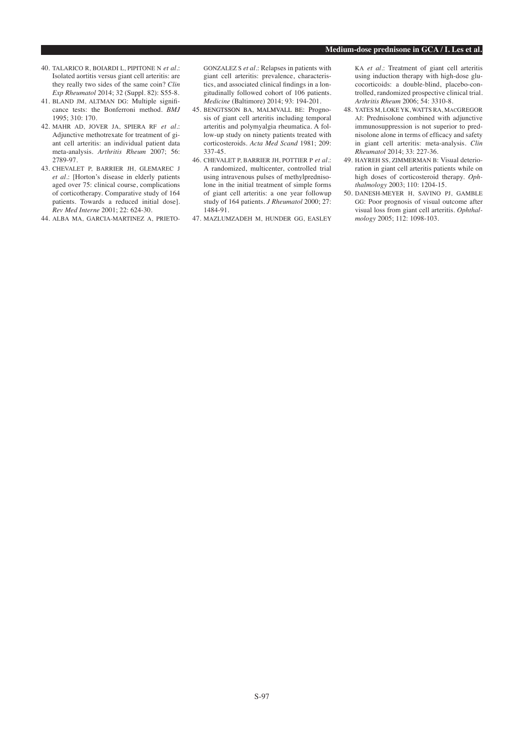40. TALARICO R, BOIARDI L, PIPITONE N *et al*.: Isolated aortitis versus giant cell arteritis: are they really two sides of the same coin? *Clin Exp Rheumatol* 2014; 32 (Suppl. 82): S55-8.
41. BLAND JM, ALTMAN DG: Multiple significance tests: the Bonferroni method. *BMJ* 1995; 310: 170.
42. MAHR AD, JOVER JA, SPIERA RF *et al*.: Adjunctive methotrexate for treatment of giant cell arteritis: an individual patient data meta-analysis. *Arthritis Rheum* 2007; 56: 2789-97.
43. CHEVALET P, BARRIER JH, GLEMAREC J *et al*.: [Horton's disease in elderly patients aged over 75: clinical course, complications of corticotherapy. Comparative study of 164 patients. Towards a reduced initial dose]. *Rev Med Interne* 2001; 22: 624-30.
44. ALBA MA, GARCIA-MARTINEZ A, PRIETO-GONZALEZ S *et al*.: Relapses in patients with giant cell arteritis: prevalence, characteristics, and associated clinical findings in a longitudinally followed cohort of 106 patients. *Medicine* (Baltimore) 2014; 93: 194-201.
45. BENGTSSON BA, MALMVALL BE: Prognosis of giant cell arteritis including temporal arteritis and polymyalgia rheumatica. A follow-up study on ninety patients treated with corticosteroids. *Acta Med Scand* 1981; 209: 337-45.
46. CHEVALET P, BARRIER JH, POTTIER P *et al*.: A randomized, multicenter, controlled trial using intravenous pulses of methylprednisolone in the initial treatment of simple forms of giant cell arteritis: a one year followup study of 164 patients. *J Rheumatol* 2000; 27: 1484-91.
47. MAZLUMZADEH M, HUNDER GG, EASLEY KA *et al*.: Treatment of giant cell arteritis using induction therapy with high-dose glucocorticoids: a double-blind, placebo-controlled, randomized prospective clinical trial. *Arthritis Rheum* 2006; 54: 3310-8.
48. YATES M, LOKE YK, WATTS RA, MACGREGOR AJ: Prednisolone combined with adjunctive immunosuppression is not superior to prednisolone alone in terms of efficacy and safety in giant cell arteritis: meta-analysis. *Clin Rheumatol* 2014; 33: 227-36.
49. HAYREH SS, ZIMMERMAN B: Visual deterioration in giant cell arteritis patients while on high doses of corticosteroid therapy. *Ophthalmology* 2003; 110: 1204-15.
50. DANESH-MEYER H, SAVINO PJ, GAMBLE GG: Poor prognosis of visual outcome after visual loss from giant cell arteritis. *Ophthalmology* 2005; 112: 1098-103.